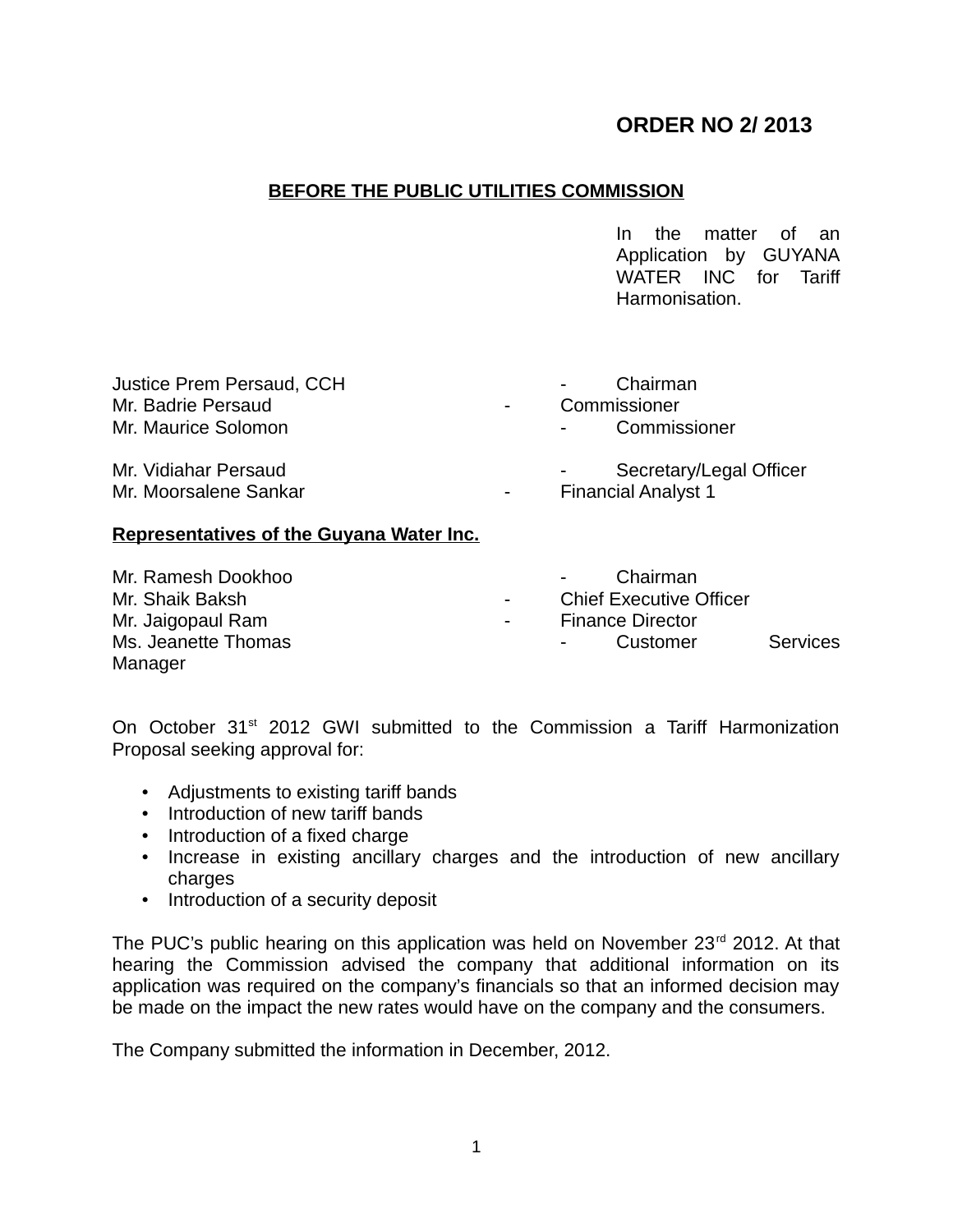**ORDER NO 2/ 2013**

**BEFORE THE PUBLIC UTILITIES COMMISSION**

In the matter of an Application by GUYANA WATER INC for Tariff Harmonisation.

Justice Prem Persaud, CCH - Chairman
Mr. Badrie Persaud - Commissioner
Mr. Maurice Solomon - Commissioner

Mr. Vidiahar Persaud - Secretary/Legal Officer
Mr. Moorsalene Sankar - Financial Analyst 1

**Representatives of the Guyana Water Inc.**

Mr. Ramesh Dookhoo - Chairman
Mr. Shaik Baksh - Chief Executive Officer
Mr. Jaigopaul Ram - Finance Director
Ms. Jeanette Thomas - Customer Services Manager

On October 31st 2012 GWI submitted to the Commission a Tariff Harmonization Proposal seeking approval for:

- Adjustments to existing tariff bands
- Introduction of new tariff bands
- Introduction of a fixed charge
- Increase in existing ancillary charges and the introduction of new ancillary charges
- Introduction of a security deposit

The PUC's public hearing on this application was held on November 23rd 2012. At that hearing the Commission advised the company that additional information on its application was required on the company's financials so that an informed decision may be made on the impact the new rates would have on the company and the consumers.

The Company submitted the information in December, 2012.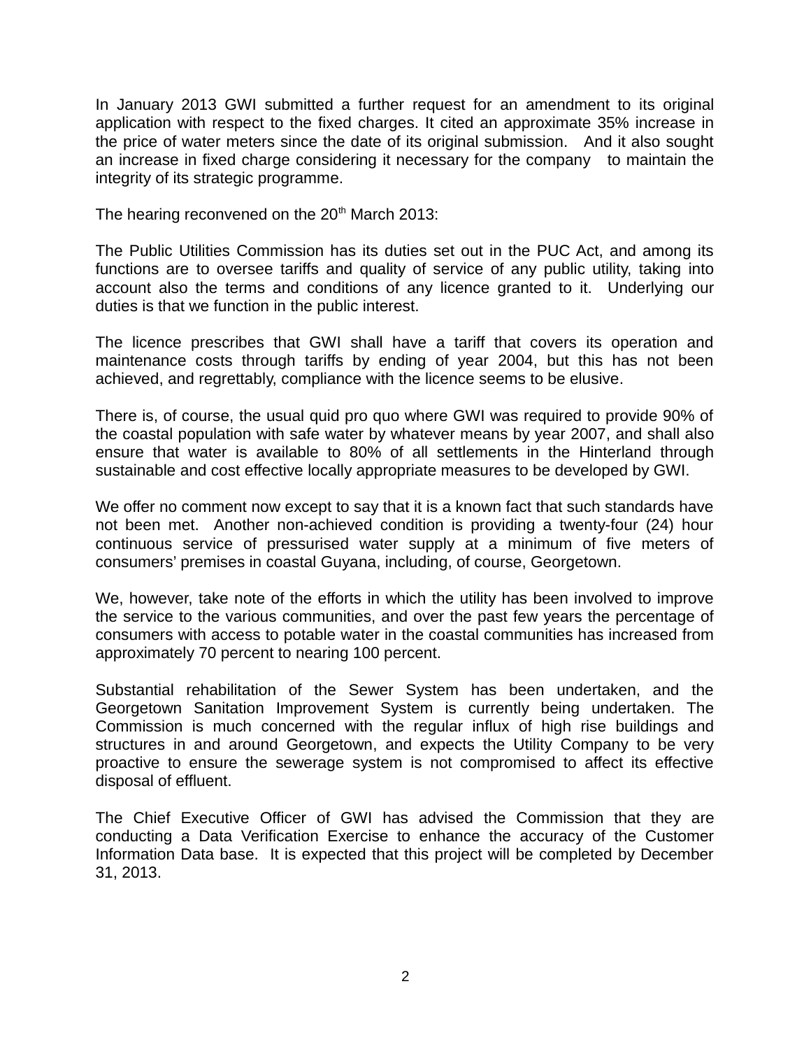In January 2013 GWI submitted a further request for an amendment to its original application with respect to the fixed charges. It cited an approximate 35% increase in the price of water meters since the date of its original submission. And it also sought an increase in fixed charge considering it necessary for the company to maintain the integrity of its strategic programme.

The hearing reconvened on the 20th March 2013:

The Public Utilities Commission has its duties set out in the PUC Act, and among its functions are to oversee tariffs and quality of service of any public utility, taking into account also the terms and conditions of any licence granted to it. Underlying our duties is that we function in the public interest.

The licence prescribes that GWI shall have a tariff that covers its operation and maintenance costs through tariffs by ending of year 2004, but this has not been achieved, and regrettably, compliance with the licence seems to be elusive.

There is, of course, the usual quid pro quo where GWI was required to provide 90% of the coastal population with safe water by whatever means by year 2007, and shall also ensure that water is available to 80% of all settlements in the Hinterland through sustainable and cost effective locally appropriate measures to be developed by GWI.

We offer no comment now except to say that it is a known fact that such standards have not been met. Another non-achieved condition is providing a twenty-four (24) hour continuous service of pressurised water supply at a minimum of five meters of consumers' premises in coastal Guyana, including, of course, Georgetown.

We, however, take note of the efforts in which the utility has been involved to improve the service to the various communities, and over the past few years the percentage of consumers with access to potable water in the coastal communities has increased from approximately 70 percent to nearing 100 percent.

Substantial rehabilitation of the Sewer System has been undertaken, and the Georgetown Sanitation Improvement System is currently being undertaken. The Commission is much concerned with the regular influx of high rise buildings and structures in and around Georgetown, and expects the Utility Company to be very proactive to ensure the sewerage system is not compromised to affect its effective disposal of effluent.

The Chief Executive Officer of GWI has advised the Commission that they are conducting a Data Verification Exercise to enhance the accuracy of the Customer Information Data base. It is expected that this project will be completed by December 31, 2013.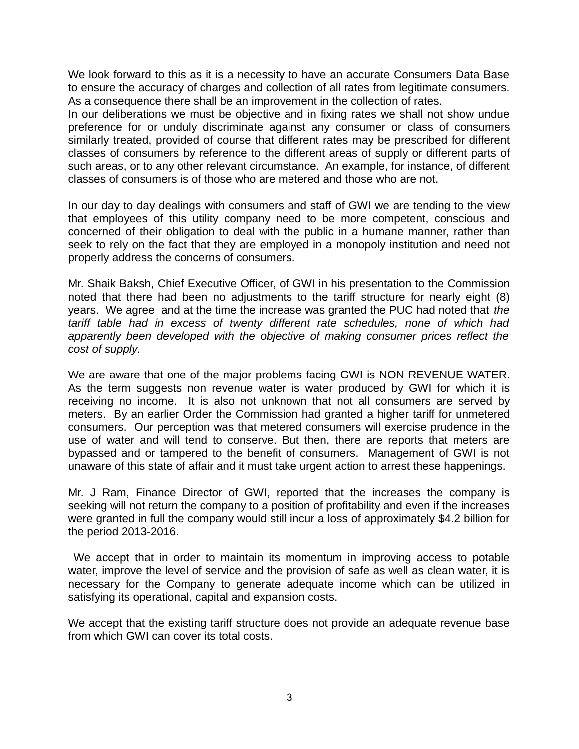We look forward to this as it is a necessity to have an accurate Consumers Data Base to ensure the accuracy of charges and collection of all rates from legitimate consumers. As a consequence there shall be an improvement in the collection of rates.

In our deliberations we must be objective and in fixing rates we shall not show undue preference for or unduly discriminate against any consumer or class of consumers similarly treated, provided of course that different rates may be prescribed for different classes of consumers by reference to the different areas of supply or different parts of such areas, or to any other relevant circumstance. An example, for instance, of different classes of consumers is of those who are metered and those who are not.

In our day to day dealings with consumers and staff of GWI we are tending to the view that employees of this utility company need to be more competent, conscious and concerned of their obligation to deal with the public in a humane manner, rather than seek to rely on the fact that they are employed in a monopoly institution and need not properly address the concerns of consumers.

Mr. Shaik Baksh, Chief Executive Officer, of GWI in his presentation to the Commission noted that there had been no adjustments to the tariff structure for nearly eight (8) years. We agree and at the time the increase was granted the PUC had noted that *the tariff table had in excess of twenty different rate schedules, none of which had apparently been developed with the objective of making consumer prices reflect the cost of supply.*

We are aware that one of the major problems facing GWI is NON REVENUE WATER. As the term suggests non revenue water is water produced by GWI for which it is receiving no income. It is also not unknown that not all consumers are served by meters. By an earlier Order the Commission had granted a higher tariff for unmetered consumers. Our perception was that metered consumers will exercise prudence in the use of water and will tend to conserve. But then, there are reports that meters are bypassed and or tampered to the benefit of consumers. Management of GWI is not unaware of this state of affair and it must take urgent action to arrest these happenings.

Mr. J Ram, Finance Director of GWI, reported that the increases the company is seeking will not return the company to a position of profitability and even if the increases were granted in full the company would still incur a loss of approximately $4.2 billion for the period 2013-2016.

We accept that in order to maintain its momentum in improving access to potable water, improve the level of service and the provision of safe as well as clean water, it is necessary for the Company to generate adequate income which can be utilized in satisfying its operational, capital and expansion costs.

We accept that the existing tariff structure does not provide an adequate revenue base from which GWI can cover its total costs.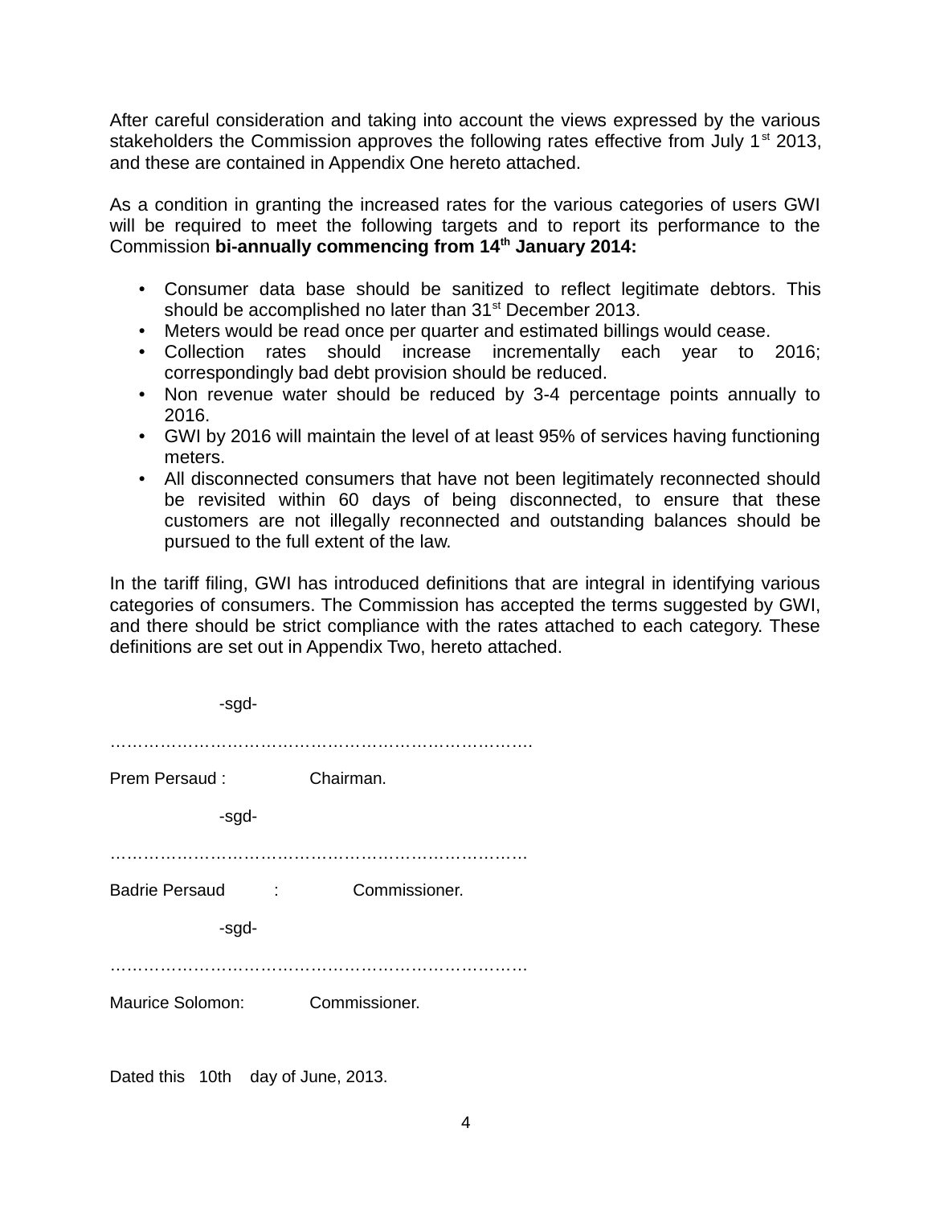After careful consideration and taking into account the views expressed by the various stakeholders the Commission approves the following rates effective from July 1st 2013, and these are contained in Appendix One hereto attached.

As a condition in granting the increased rates for the various categories of users GWI will be required to meet the following targets and to report its performance to the Commission **bi-annually commencing from 14th January 2014:**

- Consumer data base should be sanitized to reflect legitimate debtors. This should be accomplished no later than 31st December 2013.
- Meters would be read once per quarter and estimated billings would cease.
- Collection rates should increase incrementally each year to 2016; correspondingly bad debt provision should be reduced.
- Non revenue water should be reduced by 3-4 percentage points annually to 2016.
- GWI by 2016 will maintain the level of at least 95% of services having functioning meters.
- All disconnected consumers that have not been legitimately reconnected should be revisited within 60 days of being disconnected, to ensure that these customers are not illegally reconnected and outstanding balances should be pursued to the full extent of the law.

In the tariff filing, GWI has introduced definitions that are integral in identifying various categories of consumers. The Commission has accepted the terms suggested by GWI, and there should be strict compliance with the rates attached to each category. These definitions are set out in Appendix Two, hereto attached.

-sgd-

…………………………………………………………………

Prem Persaud : Chairman.

-sgd-

…………………………………………………………………

Badrie Persaud : Commissioner.

-sgd-

…………………………………………………………………

Maurice Solomon: Commissioner.

Dated this 10th day of June, 2013.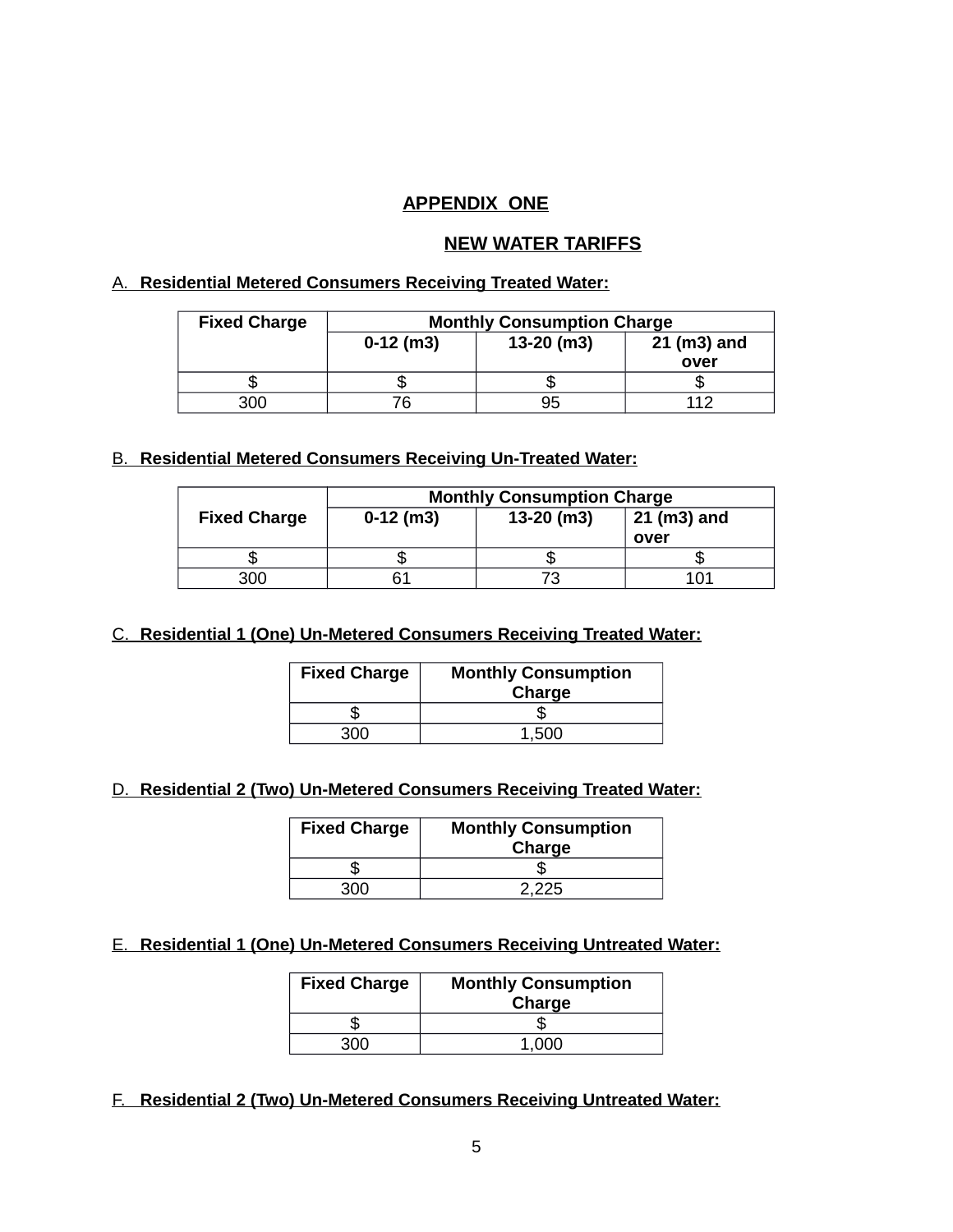# APPENDIX ONE

## NEW WATER TARIFFS

A. **Residential Metered Consumers Receiving Treated Water:**

| Fixed Charge | Monthly Consumption Charge | | |
|---|---|---|---|
| | 0-12 (m3) | 13-20 (m3) | 21 (m3) and over |
| $ | $ | $ | $ |
| 300 | 76 | 95 | 112 |

B. **Residential Metered Consumers Receiving Un-Treated Water:**

| Fixed Charge | Monthly Consumption Charge | | |
|---|---|---|---|
| | 0-12 (m3) | 13-20 (m3) | 21 (m3) and over |
| $ | $ | $ | $ |
| 300 | 61 | 73 | 101 |

C. **Residential 1 (One) Un-Metered Consumers Receiving Treated Water:**

| Fixed Charge | Monthly Consumption Charge |
|---|---|
| $ | $ |
| 300 | 1,500 |

D. **Residential 2 (Two) Un-Metered Consumers Receiving Treated Water:**

| Fixed Charge | Monthly Consumption Charge |
|---|---|
| $ | $ |
| 300 | 2,225 |

E. **Residential 1 (One) Un-Metered Consumers Receiving Untreated Water:**

| Fixed Charge | Monthly Consumption Charge |
|---|---|
| $ | $ |
| 300 | 1,000 |

F. **Residential 2 (Two) Un-Metered Consumers Receiving Untreated Water:**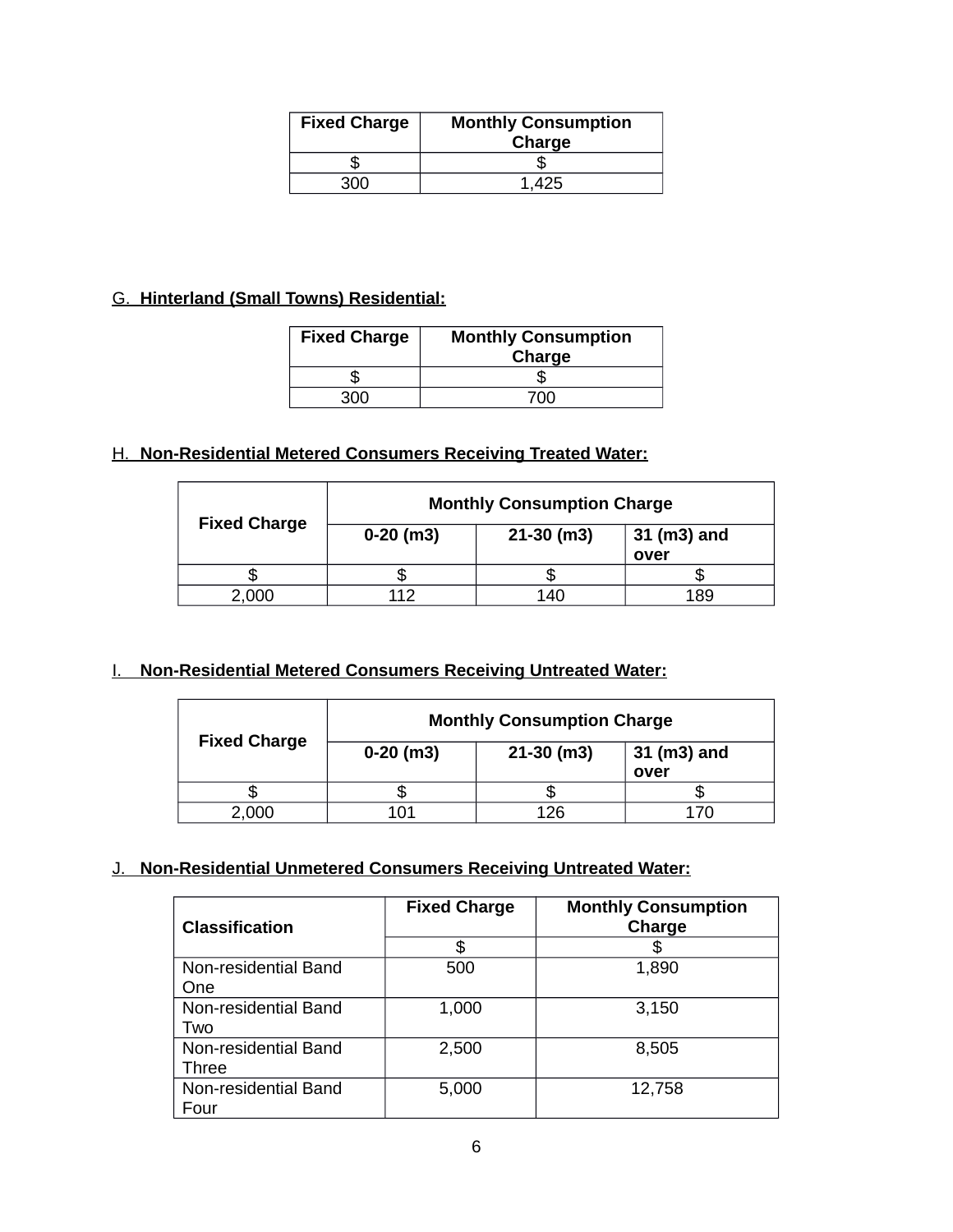| Fixed Charge | Monthly Consumption Charge |
|---|---|
| $ | $ |
| 300 | 1,425 |

G. **Hinterland (Small Towns) Residential:**

| Fixed Charge | Monthly Consumption Charge |
|---|---|
| $ | $ |
| 300 | 700 |

H. **Non-Residential Metered Consumers Receiving Treated Water:**

| Fixed Charge | Monthly Consumption Charge | | |
|---|---|---|---|
| | 0-20 (m3) | 21-30 (m3) | 31 (m3) and over |
| $ | $ | $ | $ |
| 2,000 | 112 | 140 | 189 |

I. **Non-Residential Metered Consumers Receiving Untreated Water:**

| Fixed Charge | Monthly Consumption Charge | | |
|---|---|---|---|
| | 0-20 (m3) | 21-30 (m3) | 31 (m3) and over |
| $ | $ | $ | $ |
| 2,000 | 101 | 126 | 170 |

J. **Non-Residential Unmetered Consumers Receiving Untreated Water:**

| Classification | Fixed Charge | Monthly Consumption Charge |
|---|---|---|
| | $ | $ |
| Non-residential Band One | 500 | 1,890 |
| Non-residential Band Two | 1,000 | 3,150 |
| Non-residential Band Three | 2,500 | 8,505 |
| Non-residential Band Four | 5,000 | 12,758 |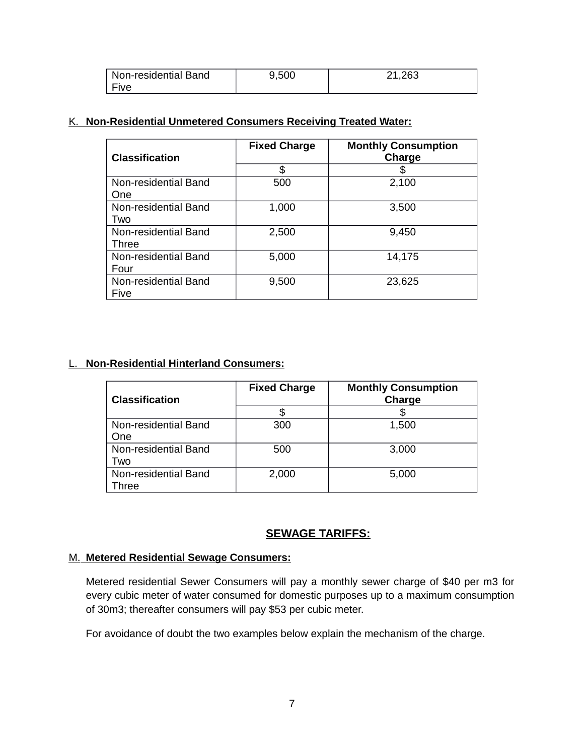| Non-residential Band Five | 9,500 | 21,263 |
|---|---|---|

**K. Non-Residential Unmetered Consumers Receiving Treated Water:**

| Classification | Fixed Charge | Monthly Consumption Charge |
|---|---|---|
| | $ | $ |
| Non-residential Band One | 500 | 2,100 |
| Non-residential Band Two | 1,000 | 3,500 |
| Non-residential Band Three | 2,500 | 9,450 |
| Non-residential Band Four | 5,000 | 14,175 |
| Non-residential Band Five | 9,500 | 23,625 |

**L. Non-Residential Hinterland Consumers:**

| Classification | Fixed Charge | Monthly Consumption Charge |
|---|---|---|
| | $ | $ |
| Non-residential Band One | 300 | 1,500 |
| Non-residential Band Two | 500 | 3,000 |
| Non-residential Band Three | 2,000 | 5,000 |

## SEWAGE TARIFFS:

**M. Metered Residential Sewage Consumers:**

Metered residential Sewer Consumers will pay a monthly sewer charge of $40 per m3 for every cubic meter of water consumed for domestic purposes up to a maximum consumption of 30m3; thereafter consumers will pay $53 per cubic meter.

For avoidance of doubt the two examples below explain the mechanism of the charge.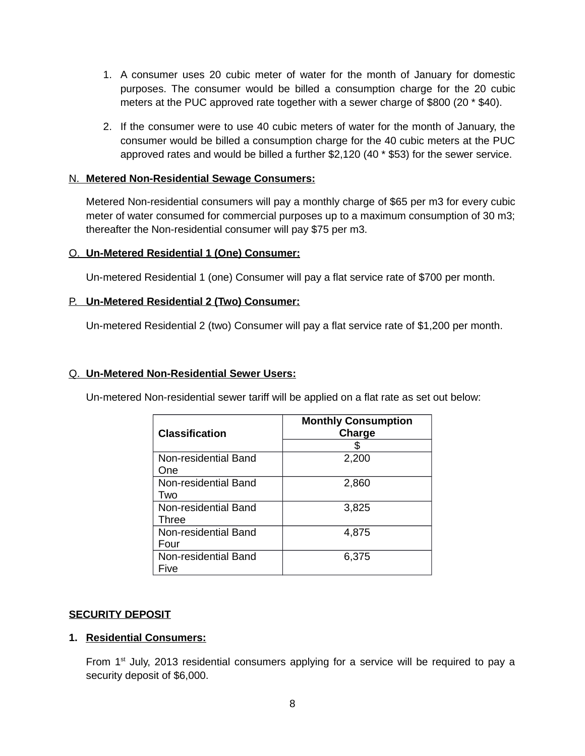1. A consumer uses 20 cubic meter of water for the month of January for domestic purposes. The consumer would be billed a consumption charge for the 20 cubic meters at the PUC approved rate together with a sewer charge of $800 (20 * $40).

2. If the consumer were to use 40 cubic meters of water for the month of January, the consumer would be billed a consumption charge for the 40 cubic meters at the PUC approved rates and would be billed a further $2,120 (40 * $53) for the sewer service.

N. **Metered Non-Residential Sewage Consumers:**

Metered Non-residential consumers will pay a monthly charge of $65 per m3 for every cubic meter of water consumed for commercial purposes up to a maximum consumption of 30 m3; thereafter the Non-residential consumer will pay $75 per m3.

O. **Un-Metered Residential 1 (One) Consumer:**

Un-metered Residential 1 (one) Consumer will pay a flat service rate of $700 per month.

P. **Un-Metered Residential 2 (Two) Consumer:**

Un-metered Residential 2 (two) Consumer will pay a flat service rate of $1,200 per month.

Q. **Un-Metered Non-Residential Sewer Users:**

Un-metered Non-residential sewer tariff will be applied on a flat rate as set out below:

| Classification | Monthly Consumption Charge |
|---|---|
| | $ |
| Non-residential Band One | 2,200 |
| Non-residential Band Two | 2,860 |
| Non-residential Band Three | 3,825 |
| Non-residential Band Four | 4,875 |
| Non-residential Band Five | 6,375 |

**SECURITY DEPOSIT**

1. **Residential Consumers:**

From 1st July, 2013 residential consumers applying for a service will be required to pay a security deposit of $6,000.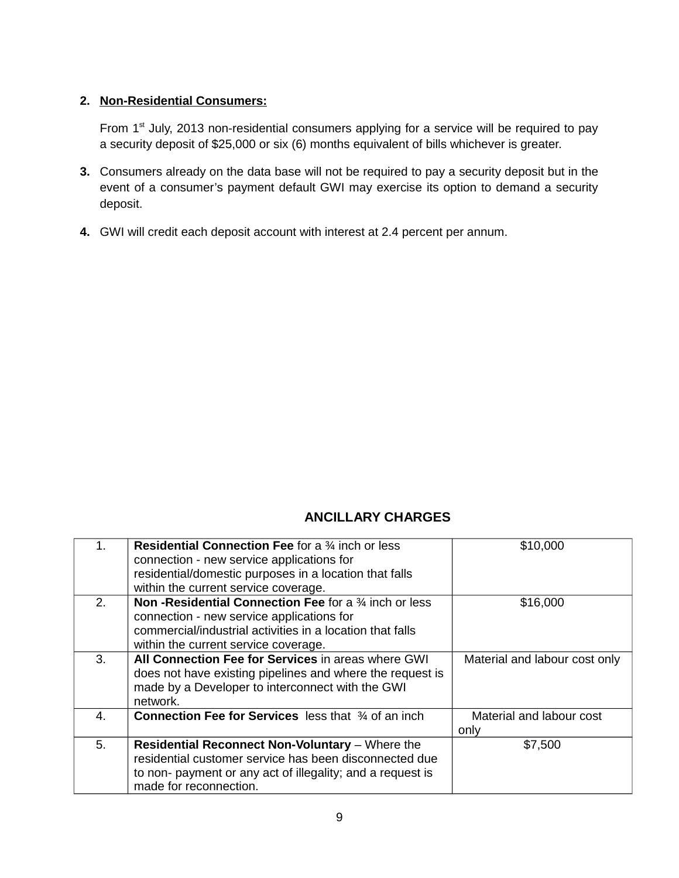2. **Non-Residential Consumers:**

   From 1st July, 2013 non-residential consumers applying for a service will be required to pay a security deposit of $25,000 or six (6) months equivalent of bills whichever is greater.

3. Consumers already on the data base will not be required to pay a security deposit but in the event of a consumer's payment default GWI may exercise its option to demand a security deposit.

4. GWI will credit each deposit account with interest at 2.4 percent per annum.

## ANCILLARY CHARGES

| | | |
|---|---|---|
| 1. | **Residential Connection Fee** for a ¾ inch or less connection - new service applications for residential/domestic purposes in a location that falls within the current service coverage. | $10,000 |
| 2. | **Non -Residential Connection Fee** for a ¾ inch or less connection - new service applications for commercial/industrial activities in a location that falls within the current service coverage. | $16,000 |
| 3. | **All Connection Fee for Services** in areas where GWI does not have existing pipelines and where the request is made by a Developer to interconnect with the GWI network. | Material and labour cost only |
| 4. | **Connection Fee for Services** less that ¾ of an inch | Material and labour cost only |
| 5. | **Residential Reconnect Non-Voluntary** – Where the residential customer service has been disconnected due to non- payment or any act of illegality; and a request is made for reconnection. | $7,500 |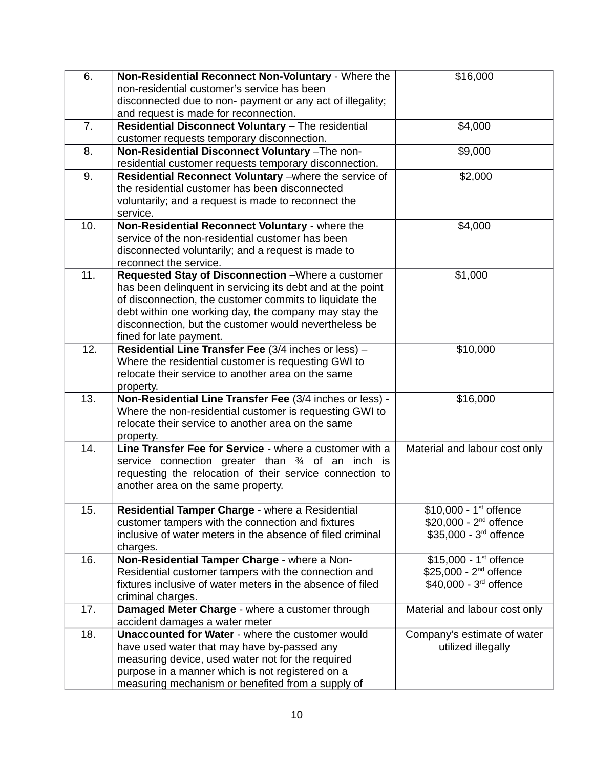| 6. | **Non-Residential Reconnect Non-Voluntary** - Where the non-residential customer's service has been disconnected due to non- payment or any act of illegality; and request is made for reconnection. | $16,000 |
|---|---|---|
| 7. | **Residential Disconnect Voluntary** – The residential customer requests temporary disconnection. | $4,000 |
| 8. | **Non-Residential Disconnect Voluntary** –The non-residential customer requests temporary disconnection. | $9,000 |
| 9. | **Residential Reconnect Voluntary** –where the service of the residential customer has been disconnected voluntarily; and a request is made to reconnect the service. | $2,000 |
| 10. | **Non-Residential Reconnect Voluntary** - where the service of the non-residential customer has been disconnected voluntarily; and a request is made to reconnect the service. | $4,000 |
| 11. | **Requested Stay of Disconnection** –Where a customer has been delinquent in servicing its debt and at the point of disconnection, the customer commits to liquidate the debt within one working day, the company may stay the disconnection, but the customer would nevertheless be fined for late payment. | $1,000 |
| 12. | **Residential Line Transfer Fee** (3/4 inches or less) – Where the residential customer is requesting GWI to relocate their service to another area on the same property. | $10,000 |
| 13. | **Non-Residential Line Transfer Fee** (3/4 inches or less) - Where the non-residential customer is requesting GWI to relocate their service to another area on the same property. | $16,000 |
| 14. | **Line Transfer Fee for Service** - where a customer with a service connection greater than ¾ of an inch is requesting the relocation of their service connection to another area on the same property. | Material and labour cost only |
| 15. | **Residential Tamper Charge** - where a Residential customer tampers with the connection and fixtures inclusive of water meters in the absence of filed criminal charges. | $10,000 - 1st offence<br>$20,000 - 2nd offence<br>$35,000 - 3rd offence |
| 16. | **Non-Residential Tamper Charge** - where a Non-Residential customer tampers with the connection and fixtures inclusive of water meters in the absence of filed criminal charges. | $15,000 - 1st offence<br>$25,000 - 2nd offence<br>$40,000 - 3rd offence |
| 17. | **Damaged Meter Charge** - where a customer through accident damages a water meter | Material and labour cost only |
| 18. | **Unaccounted for Water** - where the customer would have used water that may have by-passed any measuring device, used water not for the required purpose in a manner which is not registered on a measuring mechanism or benefited from a supply of | Company's estimate of water utilized illegally |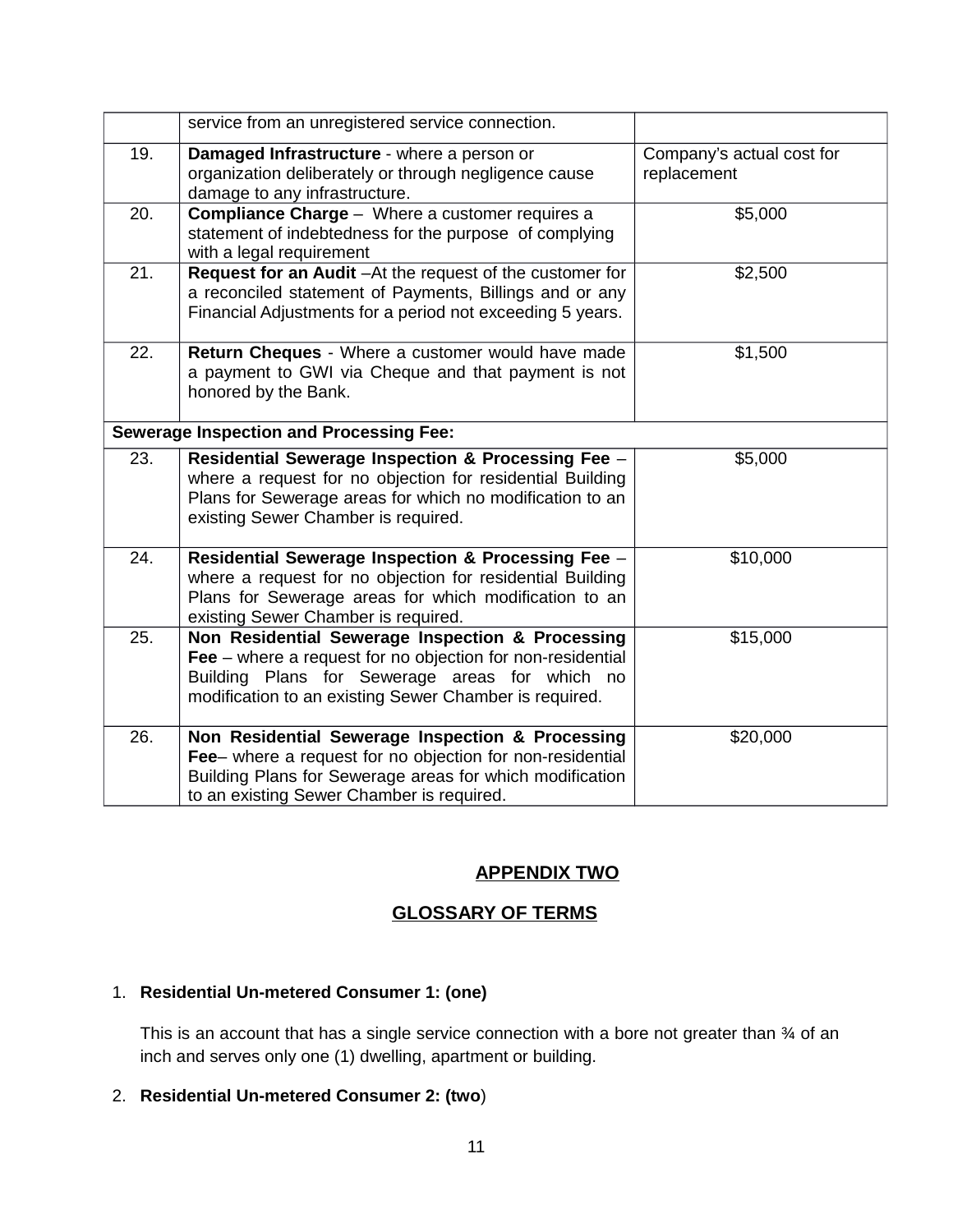|  |  |  |
|---|---|---|
|  | service from an unregistered service connection. |  |
| 19. | **Damaged Infrastructure** - where a person or organization deliberately or through negligence cause damage to any infrastructure. | Company's actual cost for replacement |
| 20. | **Compliance Charge** – Where a customer requires a statement of indebtedness for the purpose of complying with a legal requirement | $5,000 |
| 21. | **Request for an Audit** –At the request of the customer for a reconciled statement of Payments, Billings and or any Financial Adjustments for a period not exceeding 5 years. | $2,500 |
| 22. | **Return Cheques** - Where a customer would have made a payment to GWI via Cheque and that payment is not honored by the Bank. | $1,500 |
| **Sewerage Inspection and Processing Fee:** |  |  |
| 23. | **Residential Sewerage Inspection & Processing Fee** – where a request for no objection for residential Building Plans for Sewerage areas for which no modification to an existing Sewer Chamber is required. | $5,000 |
| 24. | **Residential Sewerage Inspection & Processing Fee** – where a request for no objection for residential Building Plans for Sewerage areas for which modification to an existing Sewer Chamber is required. | $10,000 |
| 25. | **Non Residential Sewerage Inspection & Processing Fee** – where a request for no objection for non-residential Building Plans for Sewerage areas for which no modification to an existing Sewer Chamber is required. | $15,000 |
| 26. | **Non Residential Sewerage Inspection & Processing Fee**– where a request for no objection for non-residential Building Plans for Sewerage areas for which modification to an existing Sewer Chamber is required. | $20,000 |

## APPENDIX TWO

## GLOSSARY OF TERMS

1. **Residential Un-metered Consumer 1: (one)**

   This is an account that has a single service connection with a bore not greater than ¾ of an inch and serves only one (1) dwelling, apartment or building.

2. **Residential Un-metered Consumer 2: (two**)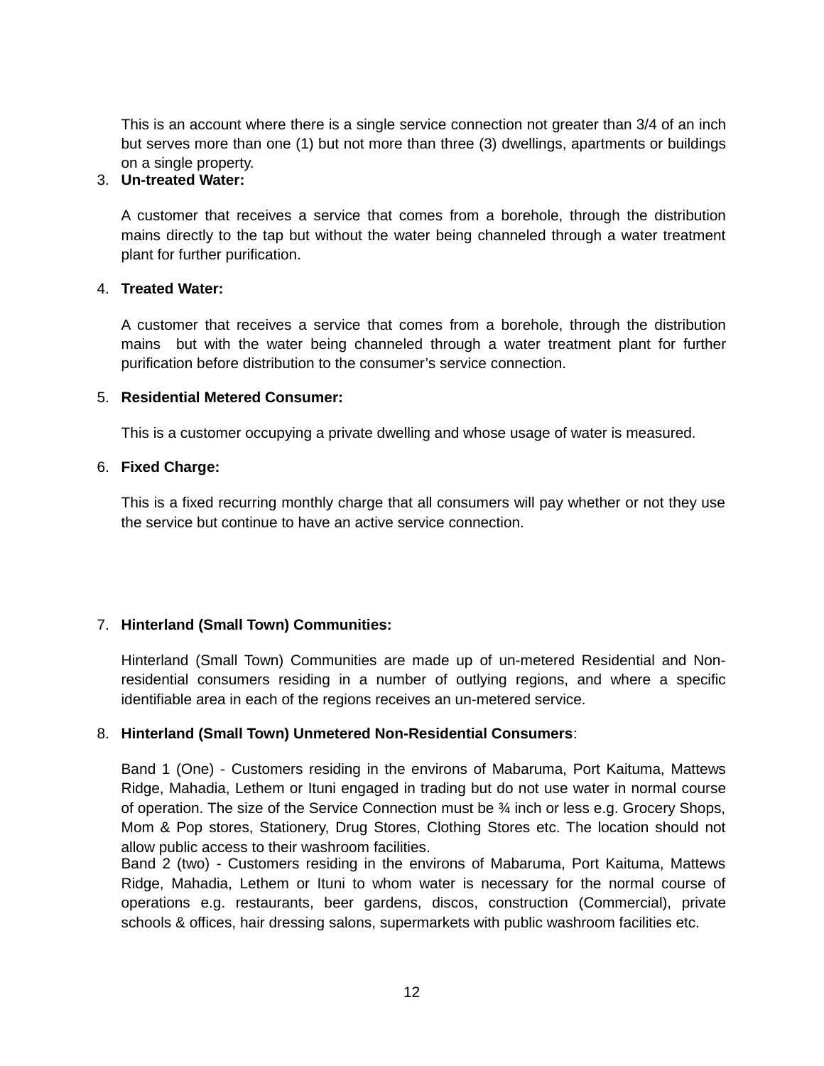This is an account where there is a single service connection not greater than 3/4 of an inch but serves more than one (1) but not more than three (3) dwellings, apartments or buildings on a single property.

3. **Un-treated Water:**

   A customer that receives a service that comes from a borehole, through the distribution mains directly to the tap but without the water being channeled through a water treatment plant for further purification.

4. **Treated Water:**

   A customer that receives a service that comes from a borehole, through the distribution mains but with the water being channeled through a water treatment plant for further purification before distribution to the consumer's service connection.

5. **Residential Metered Consumer:**

   This is a customer occupying a private dwelling and whose usage of water is measured.

6. **Fixed Charge:**

   This is a fixed recurring monthly charge that all consumers will pay whether or not they use the service but continue to have an active service connection.

7. **Hinterland (Small Town) Communities:**

   Hinterland (Small Town) Communities are made up of un-metered Residential and Non-residential consumers residing in a number of outlying regions, and where a specific identifiable area in each of the regions receives an un-metered service.

8. **Hinterland (Small Town) Unmetered Non-Residential Consumers**:

   Band 1 (One) - Customers residing in the environs of Mabaruma, Port Kaituma, Mattews Ridge, Mahadia, Lethem or Ituni engaged in trading but do not use water in normal course of operation. The size of the Service Connection must be ¾ inch or less e.g. Grocery Shops, Mom & Pop stores, Stationery, Drug Stores, Clothing Stores etc. The location should not allow public access to their washroom facilities.

   Band 2 (two) - Customers residing in the environs of Mabaruma, Port Kaituma, Mattews Ridge, Mahadia, Lethem or Ituni to whom water is necessary for the normal course of operations e.g. restaurants, beer gardens, discos, construction (Commercial), private schools & offices, hair dressing salons, supermarkets with public washroom facilities etc.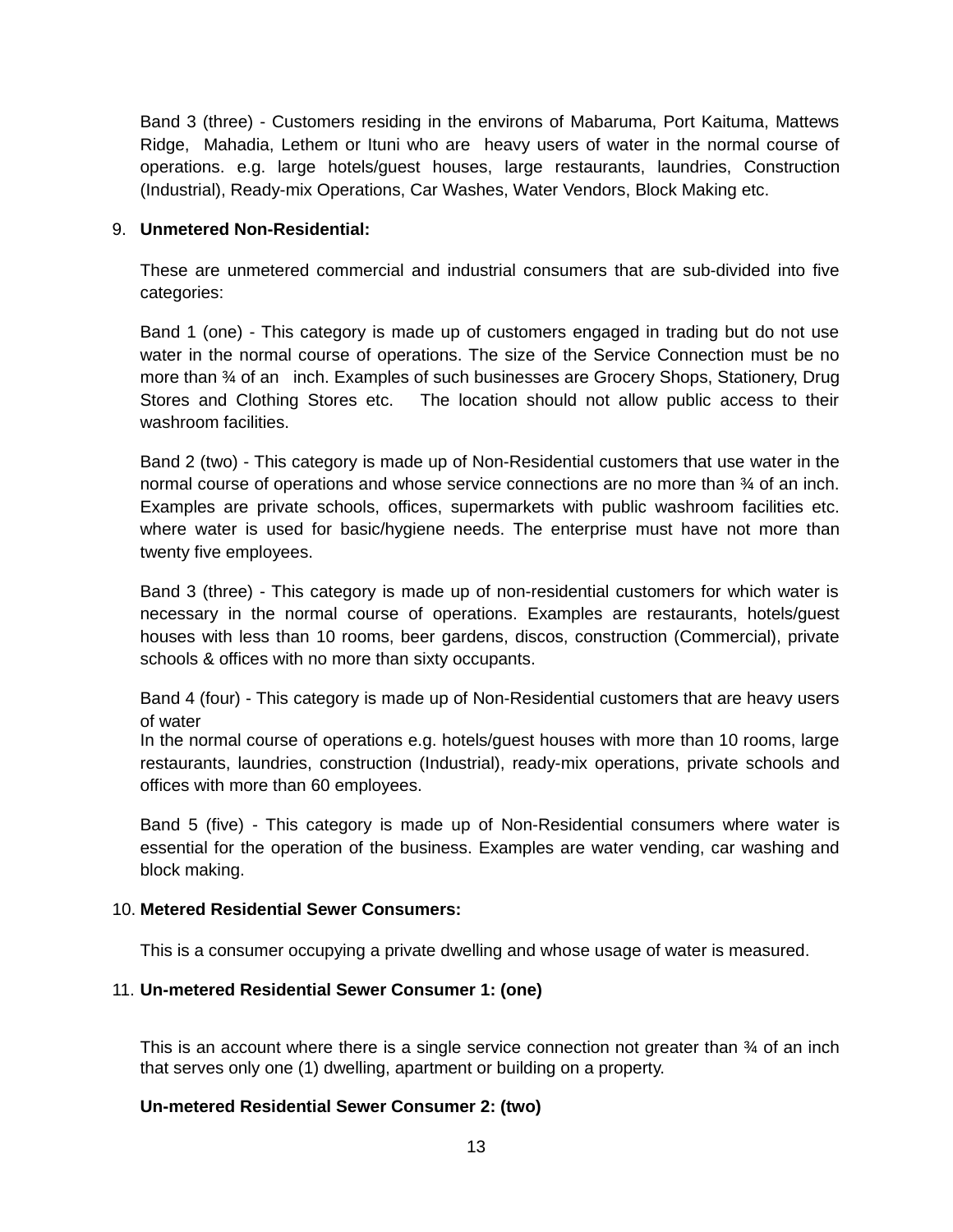Band 3 (three) - Customers residing in the environs of Mabaruma, Port Kaituma, Mattews Ridge, Mahadia, Lethem or Ituni who are heavy users of water in the normal course of operations. e.g. large hotels/guest houses, large restaurants, laundries, Construction (Industrial), Ready-mix Operations, Car Washes, Water Vendors, Block Making etc.

9. **Unmetered Non-Residential:**

   These are unmetered commercial and industrial consumers that are sub-divided into five categories:

   Band 1 (one) - This category is made up of customers engaged in trading but do not use water in the normal course of operations. The size of the Service Connection must be no more than ¾ of an inch. Examples of such businesses are Grocery Shops, Stationery, Drug Stores and Clothing Stores etc. The location should not allow public access to their washroom facilities.

   Band 2 (two) - This category is made up of Non-Residential customers that use water in the normal course of operations and whose service connections are no more than ¾ of an inch. Examples are private schools, offices, supermarkets with public washroom facilities etc. where water is used for basic/hygiene needs. The enterprise must have not more than twenty five employees.

   Band 3 (three) - This category is made up of non-residential customers for which water is necessary in the normal course of operations. Examples are restaurants, hotels/guest houses with less than 10 rooms, beer gardens, discos, construction (Commercial), private schools & offices with no more than sixty occupants.

   Band 4 (four) - This category is made up of Non-Residential customers that are heavy users of water
   In the normal course of operations e.g. hotels/guest houses with more than 10 rooms, large restaurants, laundries, construction (Industrial), ready-mix operations, private schools and offices with more than 60 employees.

   Band 5 (five) - This category is made up of Non-Residential consumers where water is essential for the operation of the business. Examples are water vending, car washing and block making.

10. **Metered Residential Sewer Consumers:**

    This is a consumer occupying a private dwelling and whose usage of water is measured.

11. **Un-metered Residential Sewer Consumer 1: (one)**

    This is an account where there is a single service connection not greater than ¾ of an inch that serves only one (1) dwelling, apartment or building on a property.

    **Un-metered Residential Sewer Consumer 2: (two)**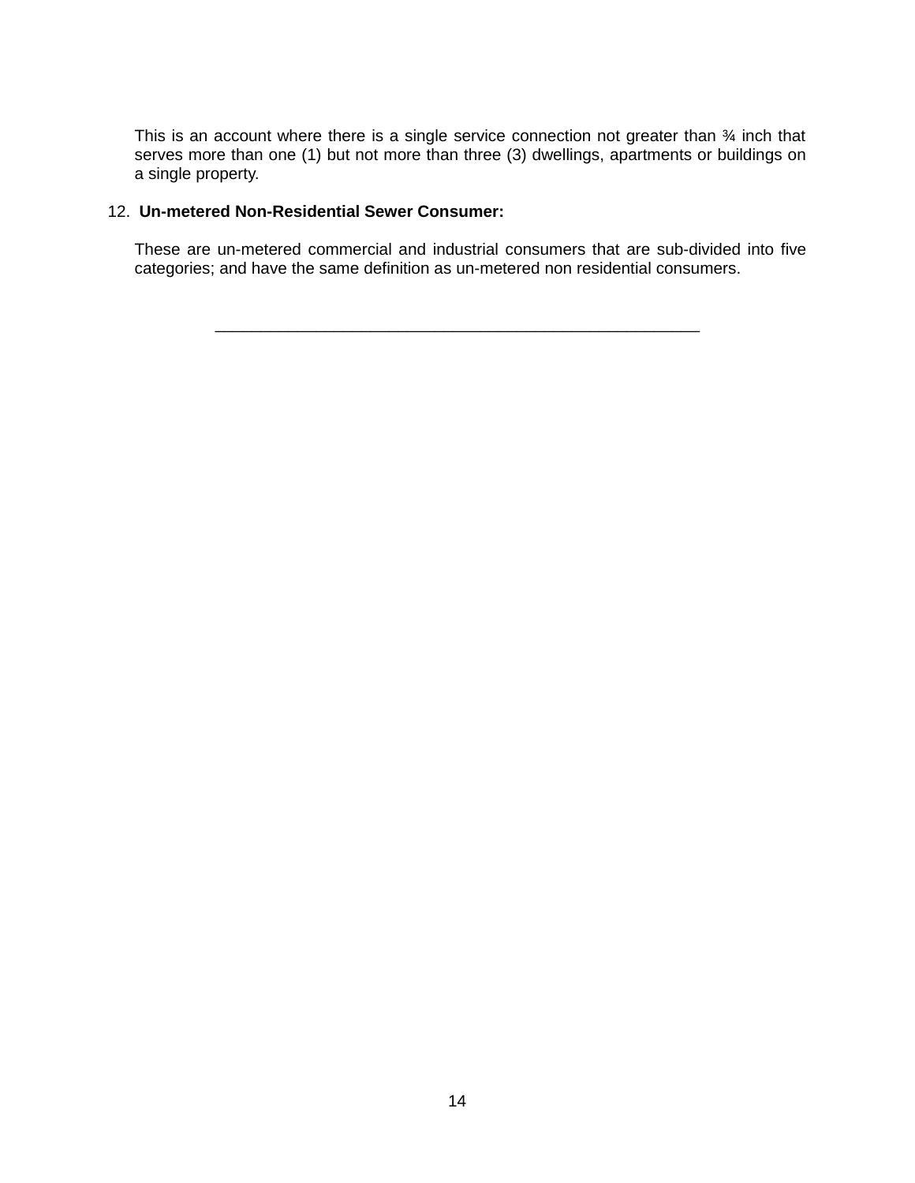This is an account where there is a single service connection not greater than ¾ inch that serves more than one (1) but not more than three (3) dwellings, apartments or buildings on a single property.

12. **Un-metered Non-Residential Sewer Consumer:**

    These are un-metered commercial and industrial consumers that are sub-divided into five categories; and have the same definition as un-metered non residential consumers.

---